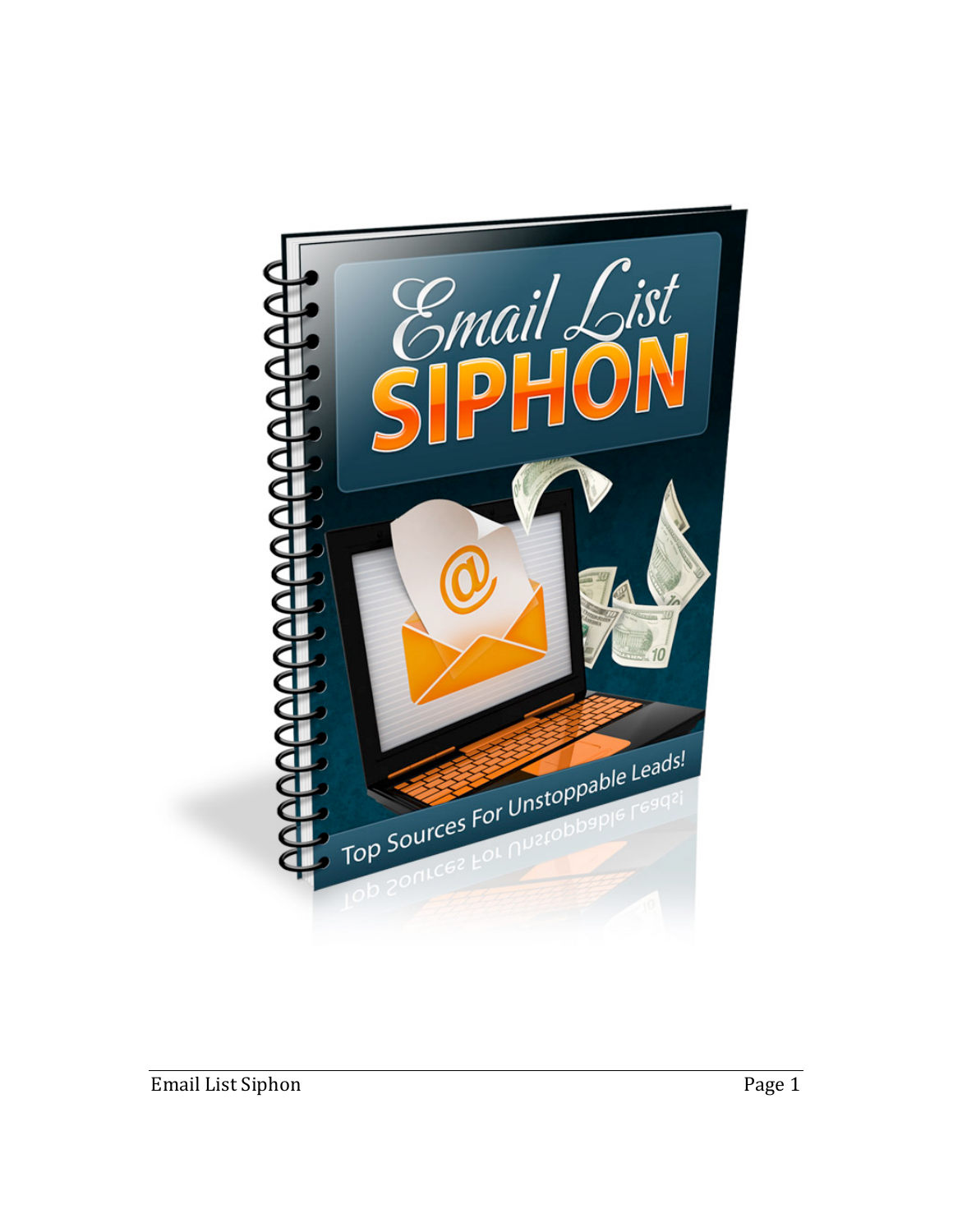# Email List SIPHON

Top Sources For Unstoppable Leads!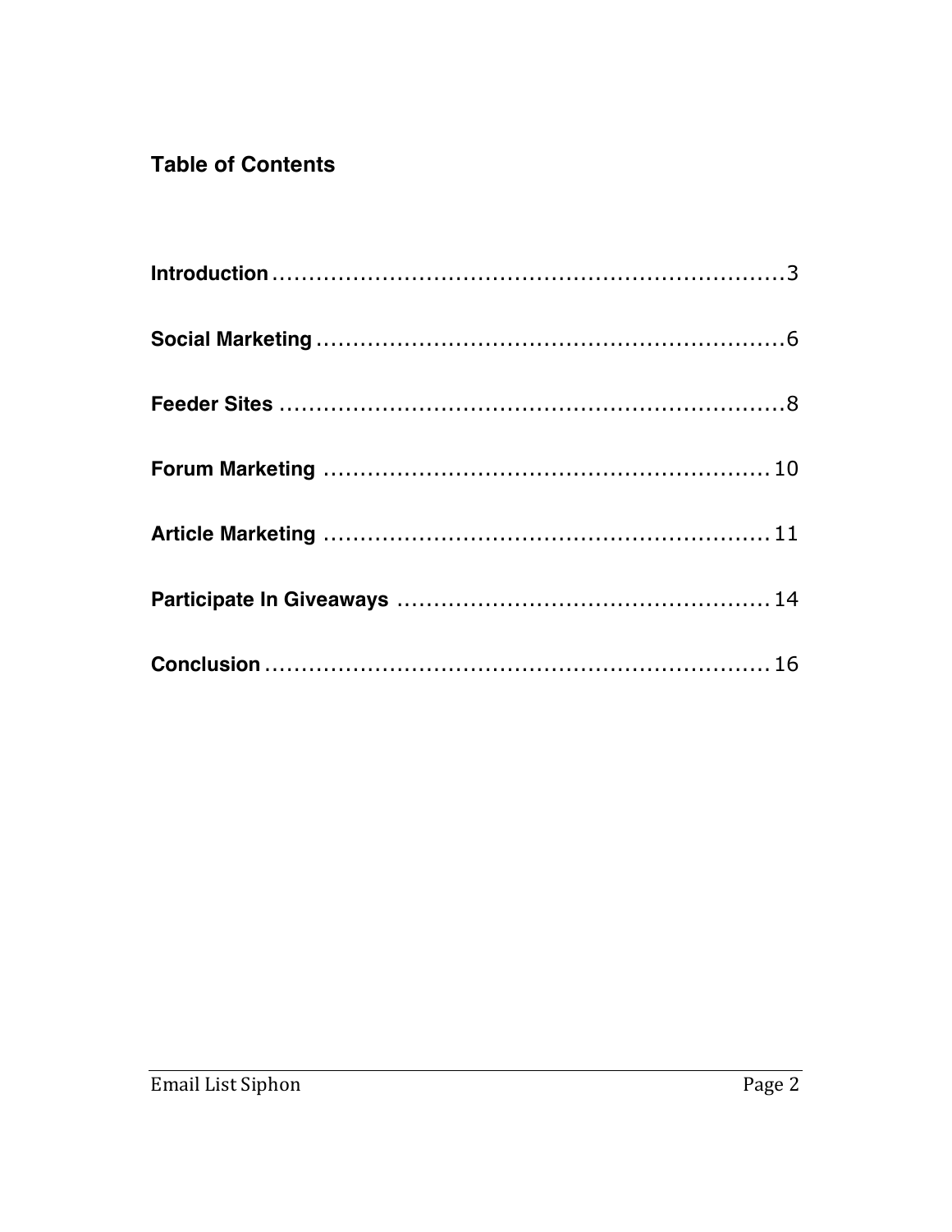## Table of Contents

**Introduction** .................................................................. 3

**Social Marketing** ............................................................ 6

**Feeder Sites** .................................................................. 8

**Forum Marketing** .......................................................... 10

**Article Marketing** .......................................................... 11

**Participate In Giveaways** ................................................ 14

**Conclusion** ................................................................... 16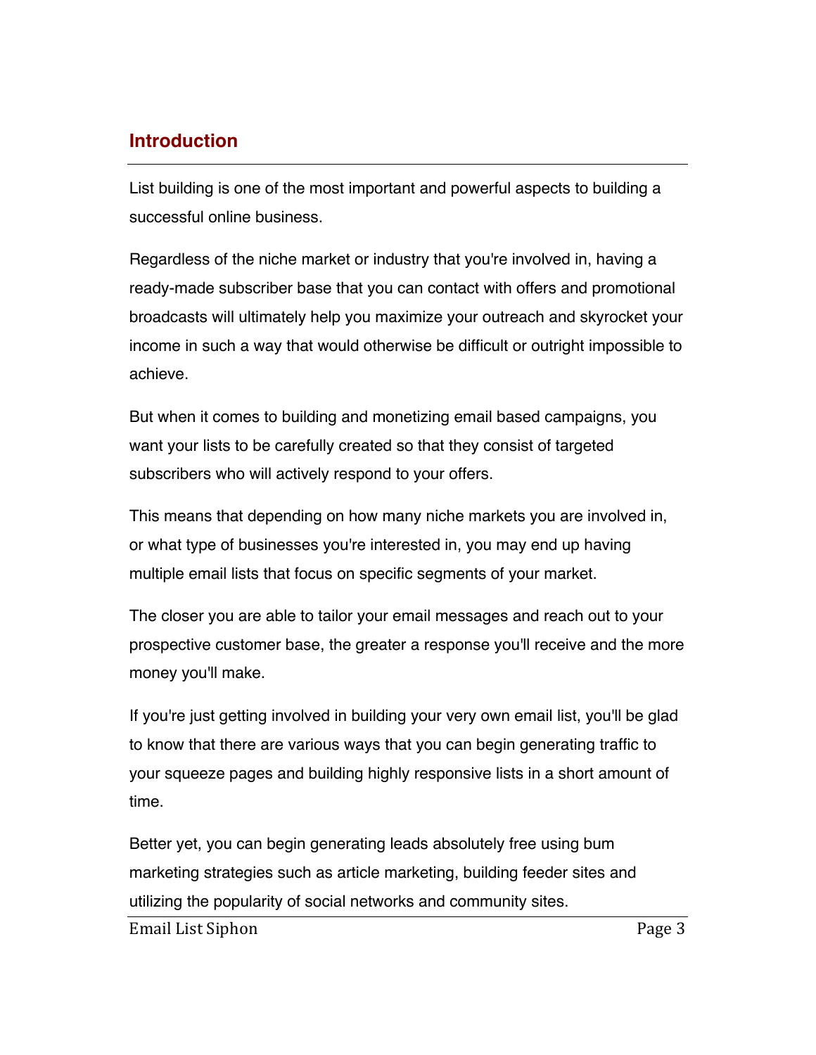## Introduction

List building is one of the most important and powerful aspects to building a successful online business.

Regardless of the niche market or industry that you're involved in, having a ready-made subscriber base that you can contact with offers and promotional broadcasts will ultimately help you maximize your outreach and skyrocket your income in such a way that would otherwise be difficult or outright impossible to achieve.

But when it comes to building and monetizing email based campaigns, you want your lists to be carefully created so that they consist of targeted subscribers who will actively respond to your offers.

This means that depending on how many niche markets you are involved in, or what type of businesses you're interested in, you may end up having multiple email lists that focus on specific segments of your market.

The closer you are able to tailor your email messages and reach out to your prospective customer base, the greater a response you'll receive and the more money you'll make.

If you're just getting involved in building your very own email list, you'll be glad to know that there are various ways that you can begin generating traffic to your squeeze pages and building highly responsive lists in a short amount of time.

Better yet, you can begin generating leads absolutely free using bum marketing strategies such as article marketing, building feeder sites and utilizing the popularity of social networks and community sites.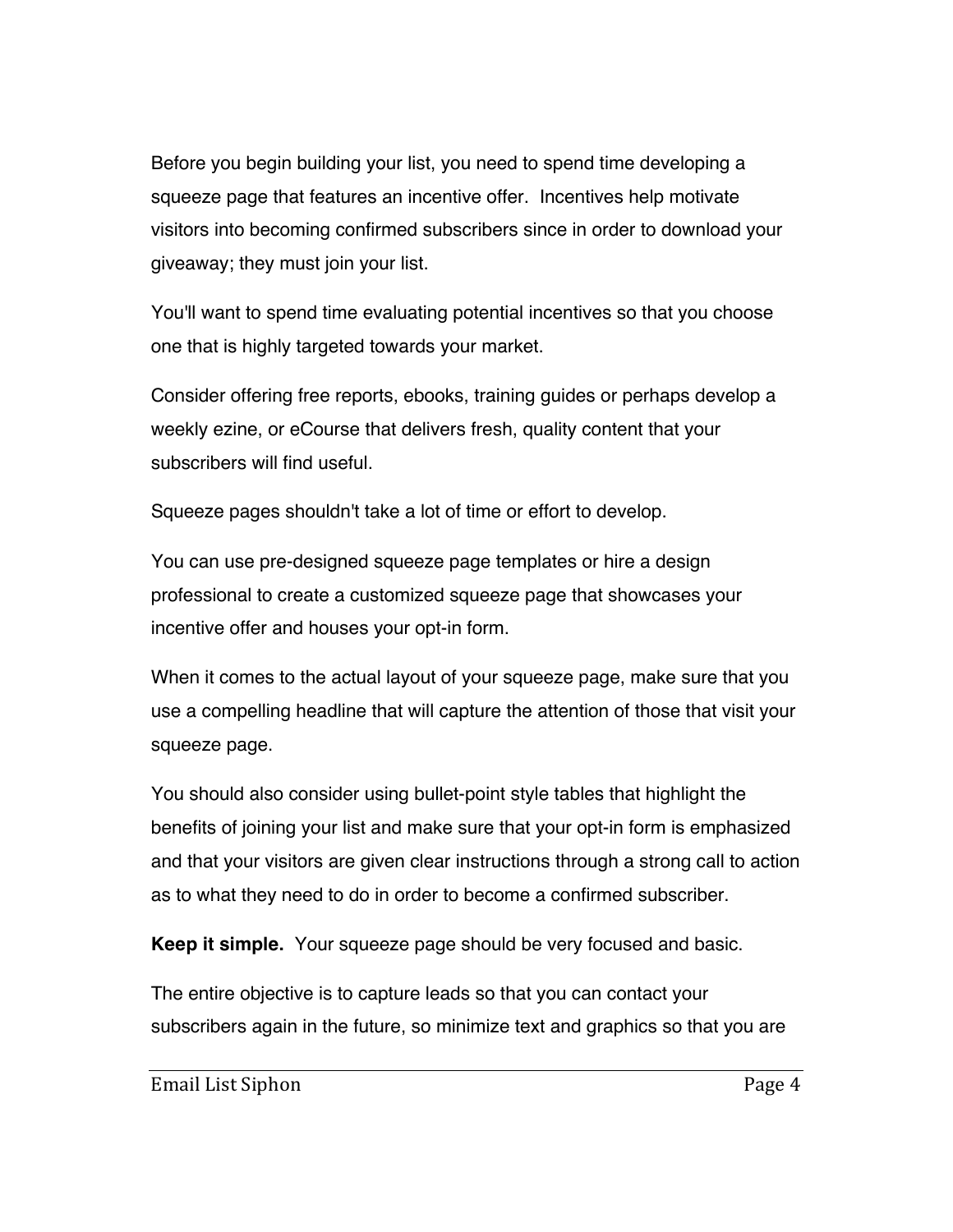Before you begin building your list, you need to spend time developing a squeeze page that features an incentive offer.  Incentives help motivate visitors into becoming confirmed subscribers since in order to download your giveaway; they must join your list.

You'll want to spend time evaluating potential incentives so that you choose one that is highly targeted towards your market.

Consider offering free reports, ebooks, training guides or perhaps develop a weekly ezine, or eCourse that delivers fresh, quality content that your subscribers will find useful.

Squeeze pages shouldn't take a lot of time or effort to develop.

You can use pre-designed squeeze page templates or hire a design professional to create a customized squeeze page that showcases your incentive offer and houses your opt-in form.

When it comes to the actual layout of your squeeze page, make sure that you use a compelling headline that will capture the attention of those that visit your squeeze page.

You should also consider using bullet-point style tables that highlight the benefits of joining your list and make sure that your opt-in form is emphasized and that your visitors are given clear instructions through a strong call to action as to what they need to do in order to become a confirmed subscriber.

**Keep it simple.**  Your squeeze page should be very focused and basic.

The entire objective is to capture leads so that you can contact your subscribers again in the future, so minimize text and graphics so that you are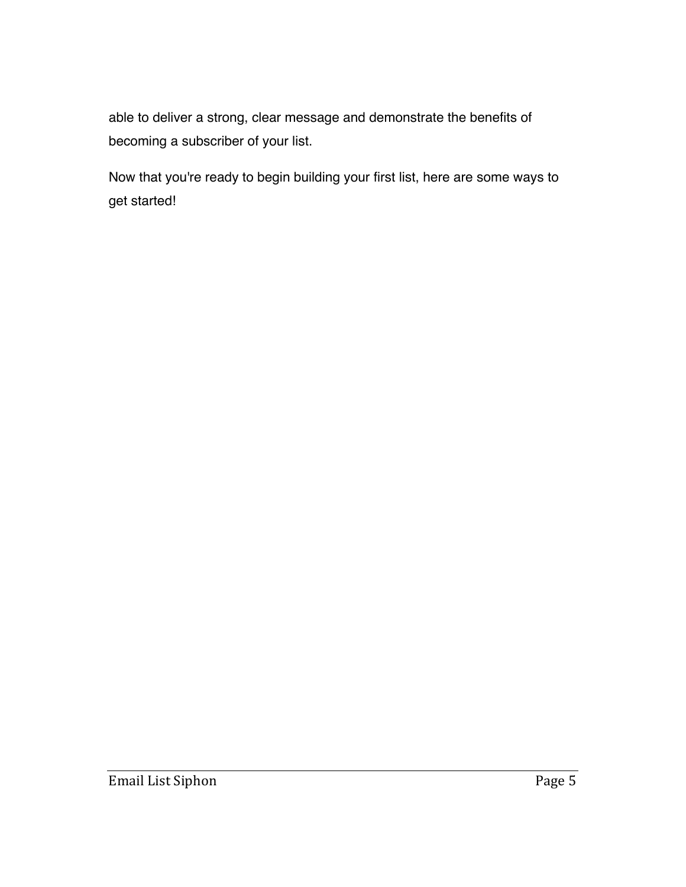able to deliver a strong, clear message and demonstrate the benefits of becoming a subscriber of your list.

Now that you're ready to begin building your first list, here are some ways to get started!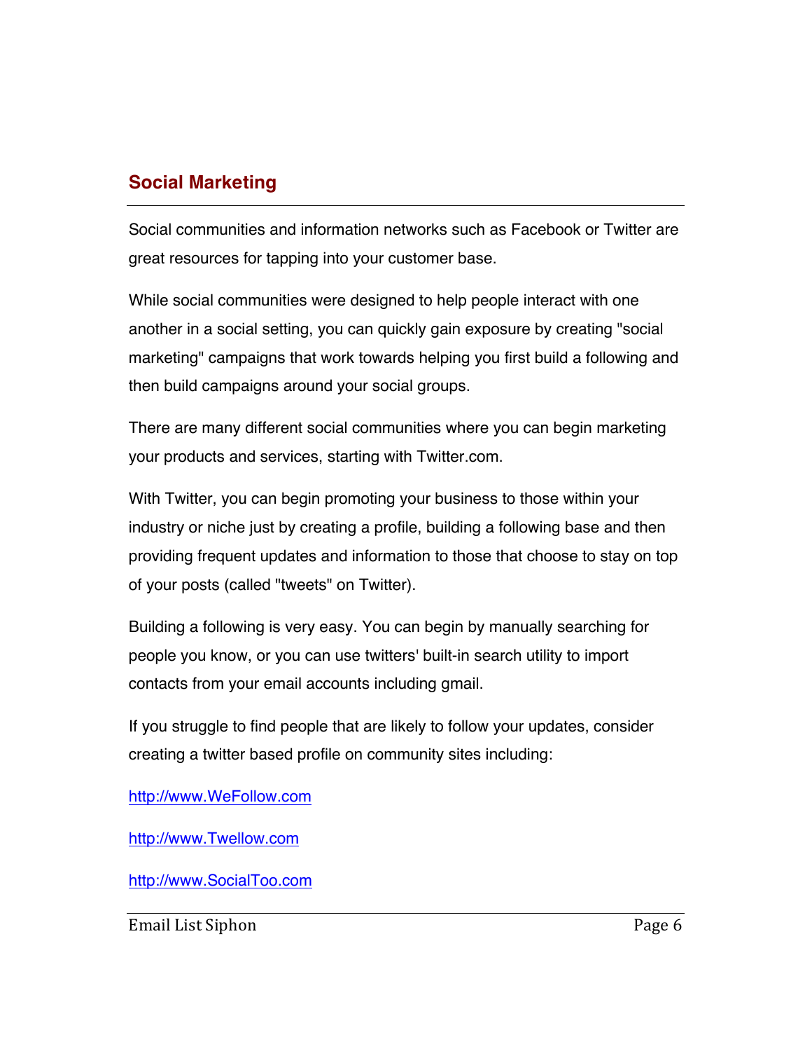## Social Marketing

Social communities and information networks such as Facebook or Twitter are great resources for tapping into your customer base.

While social communities were designed to help people interact with one another in a social setting, you can quickly gain exposure by creating "social marketing" campaigns that work towards helping you first build a following and then build campaigns around your social groups.

There are many different social communities where you can begin marketing your products and services, starting with Twitter.com.

With Twitter, you can begin promoting your business to those within your industry or niche just by creating a profile, building a following base and then providing frequent updates and information to those that choose to stay on top of your posts (called "tweets" on Twitter).

Building a following is very easy. You can begin by manually searching for people you know, or you can use twitters' built-in search utility to import contacts from your email accounts including gmail.

If you struggle to find people that are likely to follow your updates, consider creating a twitter based profile on community sites including:

http://www.WeFollow.com

http://www.Twellow.com

http://www.SocialToo.com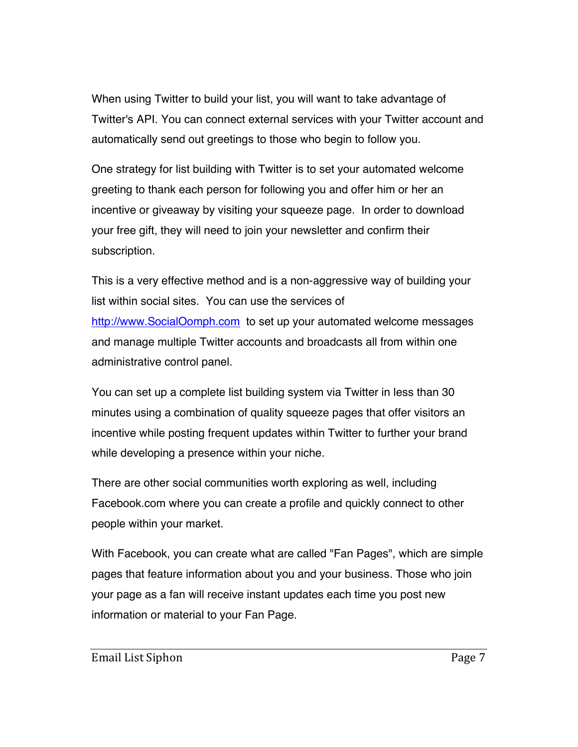When using Twitter to build your list, you will want to take advantage of Twitter's API. You can connect external services with your Twitter account and automatically send out greetings to those who begin to follow you.

One strategy for list building with Twitter is to set your automated welcome greeting to thank each person for following you and offer him or her an incentive or giveaway by visiting your squeeze page. In order to download your free gift, they will need to join your newsletter and confirm their subscription.

This is a very effective method and is a non-aggressive way of building your list within social sites. You can use the services of [http://www.SocialOomph.com](http://www.SocialOomph.com) to set up your automated welcome messages and manage multiple Twitter accounts and broadcasts all from within one administrative control panel.

You can set up a complete list building system via Twitter in less than 30 minutes using a combination of quality squeeze pages that offer visitors an incentive while posting frequent updates within Twitter to further your brand while developing a presence within your niche.

There are other social communities worth exploring as well, including Facebook.com where you can create a profile and quickly connect to other people within your market.

With Facebook, you can create what are called "Fan Pages", which are simple pages that feature information about you and your business. Those who join your page as a fan will receive instant updates each time you post new information or material to your Fan Page.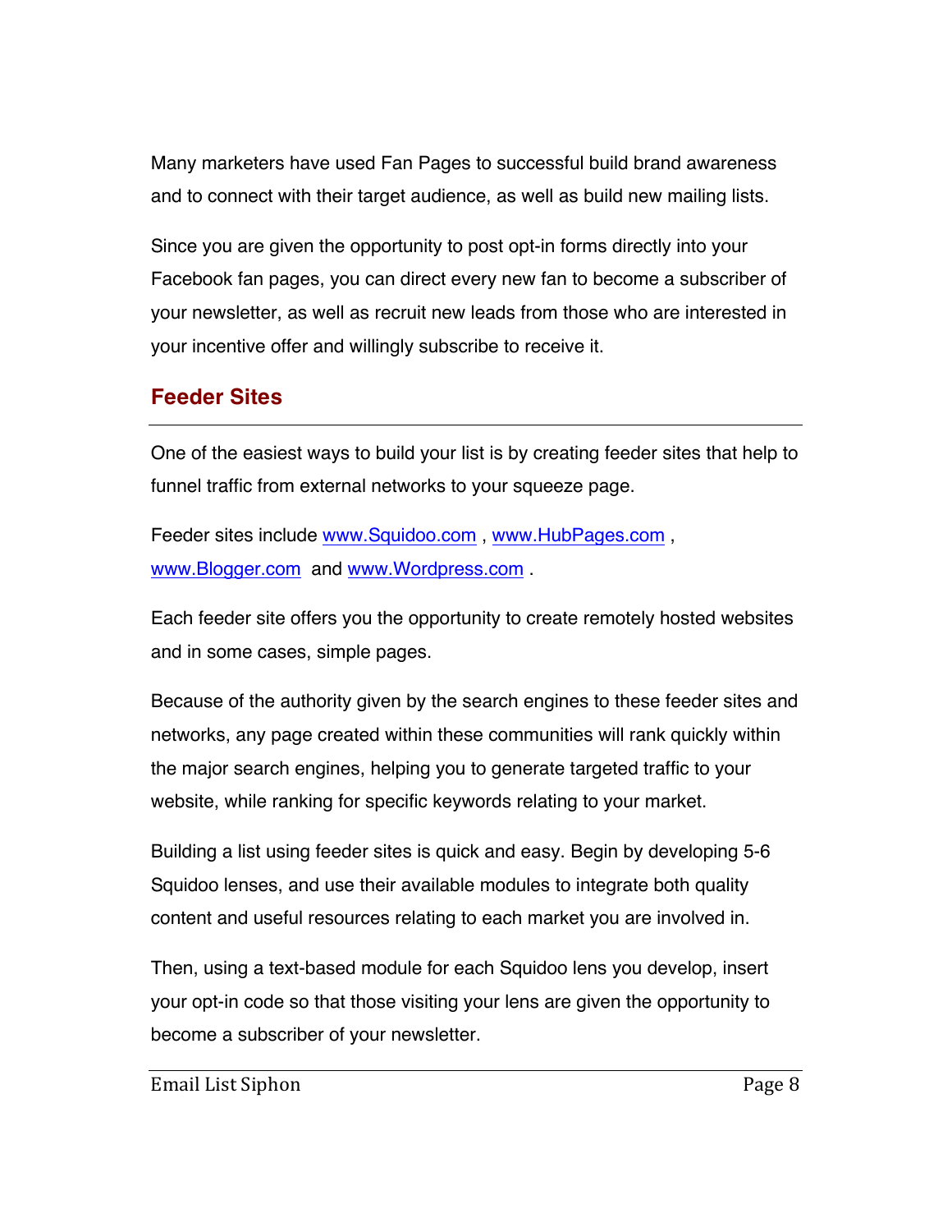Many marketers have used Fan Pages to successful build brand awareness and to connect with their target audience, as well as build new mailing lists.

Since you are given the opportunity to post opt-in forms directly into your Facebook fan pages, you can direct every new fan to become a subscriber of your newsletter, as well as recruit new leads from those who are interested in your incentive offer and willingly subscribe to receive it.

## Feeder Sites

One of the easiest ways to build your list is by creating feeder sites that help to funnel traffic from external networks to your squeeze page.

Feeder sites include [www.Squidoo.com](http://www.Squidoo.com) , [www.HubPages.com](http://www.HubPages.com) , [www.Blogger.com](http://www.Blogger.com) and [www.Wordpress.com](http://www.Wordpress.com) .

Each feeder site offers you the opportunity to create remotely hosted websites and in some cases, simple pages.

Because of the authority given by the search engines to these feeder sites and networks, any page created within these communities will rank quickly within the major search engines, helping you to generate targeted traffic to your website, while ranking for specific keywords relating to your market.

Building a list using feeder sites is quick and easy. Begin by developing 5-6 Squidoo lenses, and use their available modules to integrate both quality content and useful resources relating to each market you are involved in.

Then, using a text-based module for each Squidoo lens you develop, insert your opt-in code so that those visiting your lens are given the opportunity to become a subscriber of your newsletter.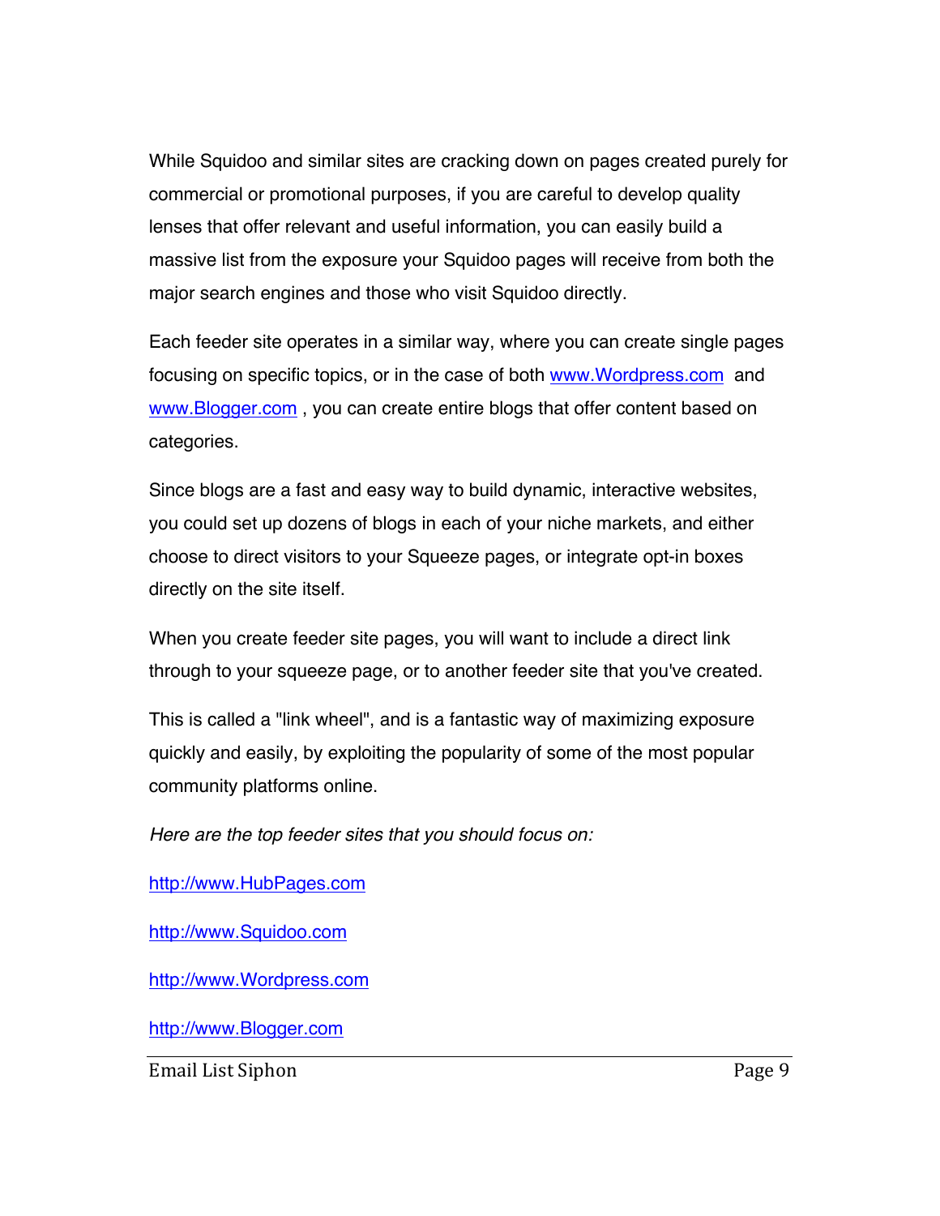While Squidoo and similar sites are cracking down on pages created purely for commercial or promotional purposes, if you are careful to develop quality lenses that offer relevant and useful information, you can easily build a massive list from the exposure your Squidoo pages will receive from both the major search engines and those who visit Squidoo directly.

Each feeder site operates in a similar way, where you can create single pages focusing on specific topics, or in the case of both [www.Wordpress.com](http://www.Wordpress.com) and [www.Blogger.com](http://www.Blogger.com) , you can create entire blogs that offer content based on categories.

Since blogs are a fast and easy way to build dynamic, interactive websites, you could set up dozens of blogs in each of your niche markets, and either choose to direct visitors to your Squeeze pages, or integrate opt-in boxes directly on the site itself.

When you create feeder site pages, you will want to include a direct link through to your squeeze page, or to another feeder site that you've created.

This is called a "link wheel", and is a fantastic way of maximizing exposure quickly and easily, by exploiting the popularity of some of the most popular community platforms online.

*Here are the top feeder sites that you should focus on:*

[http://www.HubPages.com](http://www.HubPages.com)

[http://www.Squidoo.com](http://www.Squidoo.com)

[http://www.Wordpress.com](http://www.Wordpress.com)

[http://www.Blogger.com](http://www.Blogger.com)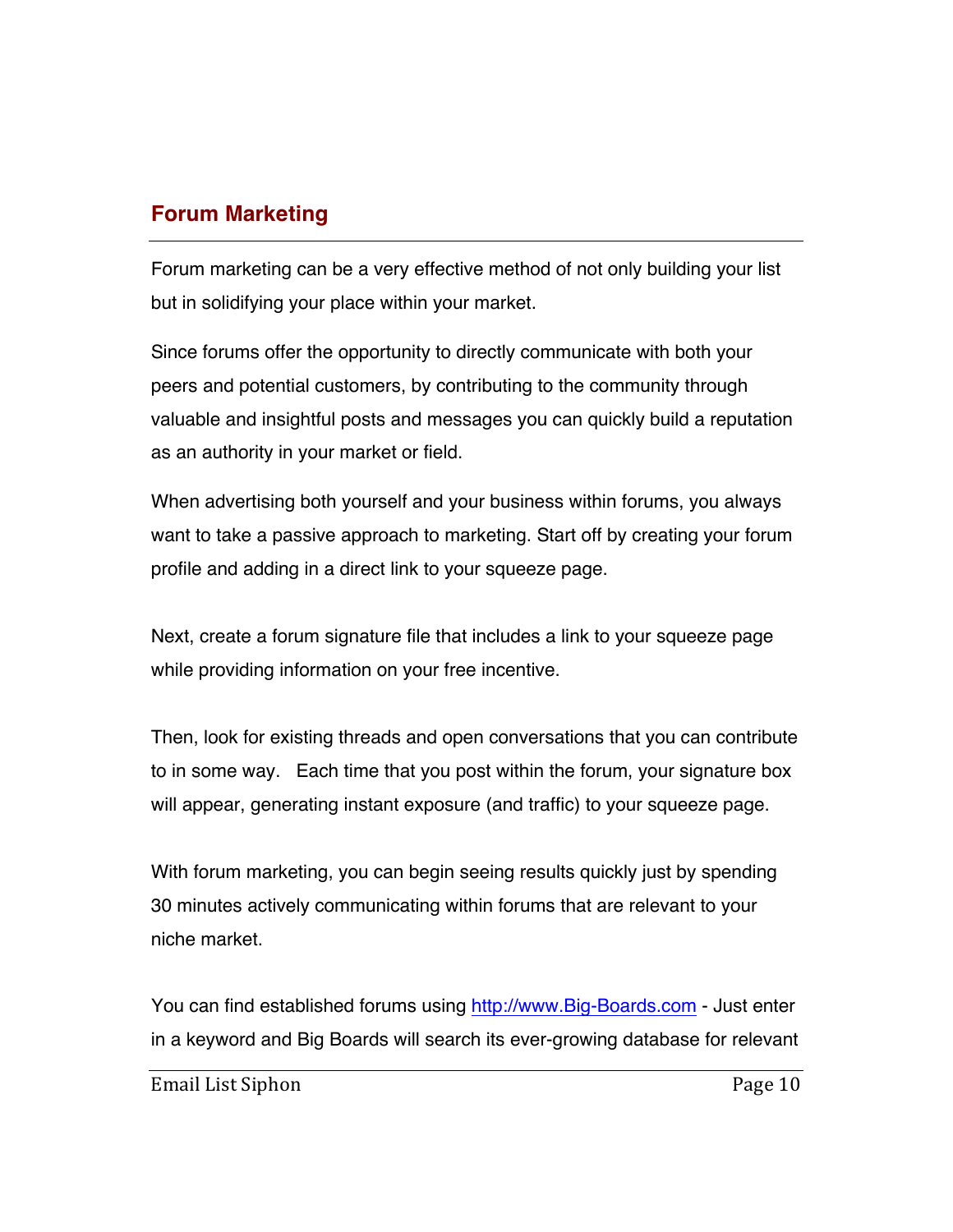## Forum Marketing

Forum marketing can be a very effective method of not only building your list but in solidifying your place within your market.

Since forums offer the opportunity to directly communicate with both your peers and potential customers, by contributing to the community through valuable and insightful posts and messages you can quickly build a reputation as an authority in your market or field.

When advertising both yourself and your business within forums, you always want to take a passive approach to marketing. Start off by creating your forum profile and adding in a direct link to your squeeze page.

Next, create a forum signature file that includes a link to your squeeze page while providing information on your free incentive.

Then, look for existing threads and open conversations that you can contribute to in some way. Each time that you post within the forum, your signature box will appear, generating instant exposure (and traffic) to your squeeze page.

With forum marketing, you can begin seeing results quickly just by spending 30 minutes actively communicating within forums that are relevant to your niche market.

You can find established forums using [http://www.Big-Boards.com](http://www.Big-Boards.com) - Just enter in a keyword and Big Boards will search its ever-growing database for relevant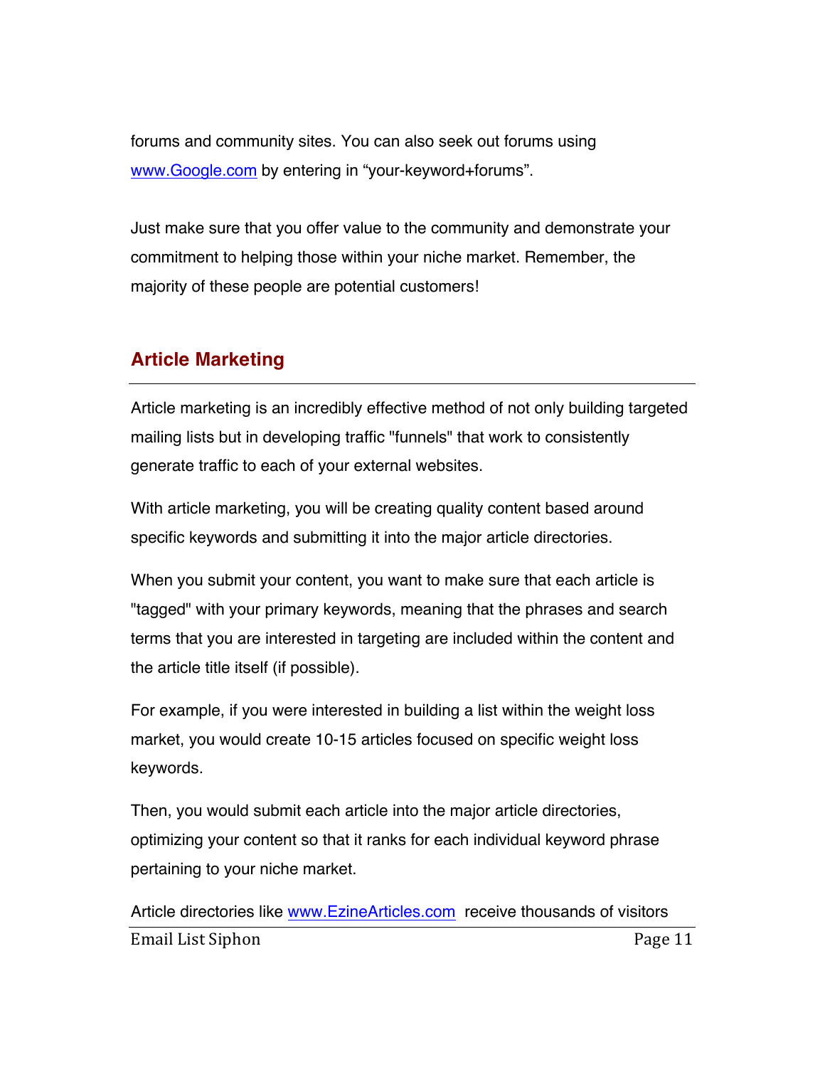forums and community sites. You can also seek out forums using [www.Google.com](http://www.Google.com) by entering in “your-keyword+forums”.

Just make sure that you offer value to the community and demonstrate your commitment to helping those within your niche market. Remember, the majority of these people are potential customers!

## Article Marketing

Article marketing is an incredibly effective method of not only building targeted mailing lists but in developing traffic "funnels" that work to consistently generate traffic to each of your external websites.

With article marketing, you will be creating quality content based around specific keywords and submitting it into the major article directories.

When you submit your content, you want to make sure that each article is "tagged" with your primary keywords, meaning that the phrases and search terms that you are interested in targeting are included within the content and the article title itself (if possible).

For example, if you were interested in building a list within the weight loss market, you would create 10-15 articles focused on specific weight loss keywords.

Then, you would submit each article into the major article directories, optimizing your content so that it ranks for each individual keyword phrase pertaining to your niche market.

Article directories like [www.EzineArticles.com](http://www.EzineArticles.com) receive thousands of visitors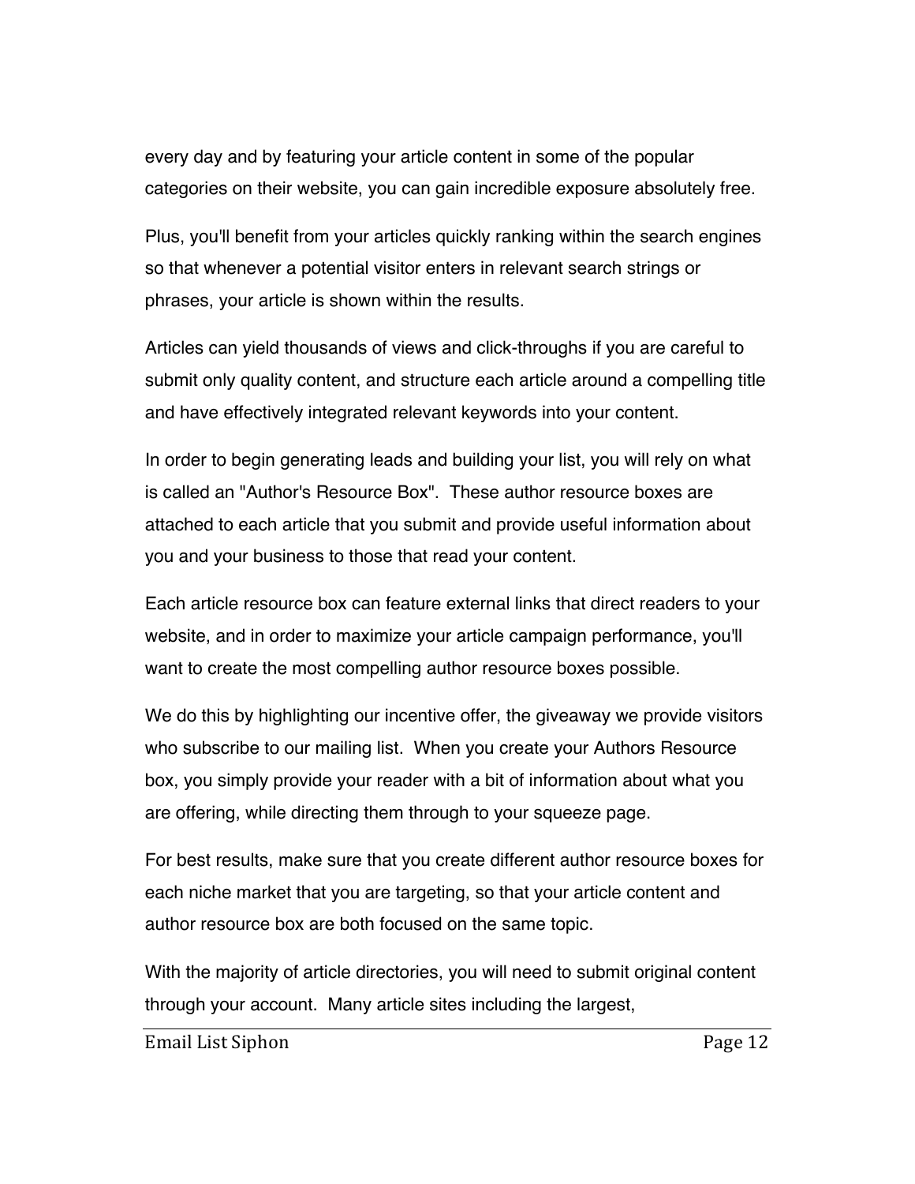every day and by featuring your article content in some of the popular categories on their website, you can gain incredible exposure absolutely free.

Plus, you'll benefit from your articles quickly ranking within the search engines so that whenever a potential visitor enters in relevant search strings or phrases, your article is shown within the results.

Articles can yield thousands of views and click-throughs if you are careful to submit only quality content, and structure each article around a compelling title and have effectively integrated relevant keywords into your content.

In order to begin generating leads and building your list, you will rely on what is called an "Author's Resource Box". These author resource boxes are attached to each article that you submit and provide useful information about you and your business to those that read your content.

Each article resource box can feature external links that direct readers to your website, and in order to maximize your article campaign performance, you'll want to create the most compelling author resource boxes possible.

We do this by highlighting our incentive offer, the giveaway we provide visitors who subscribe to our mailing list. When you create your Authors Resource box, you simply provide your reader with a bit of information about what you are offering, while directing them through to your squeeze page.

For best results, make sure that you create different author resource boxes for each niche market that you are targeting, so that your article content and author resource box are both focused on the same topic.

With the majority of article directories, you will need to submit original content through your account. Many article sites including the largest,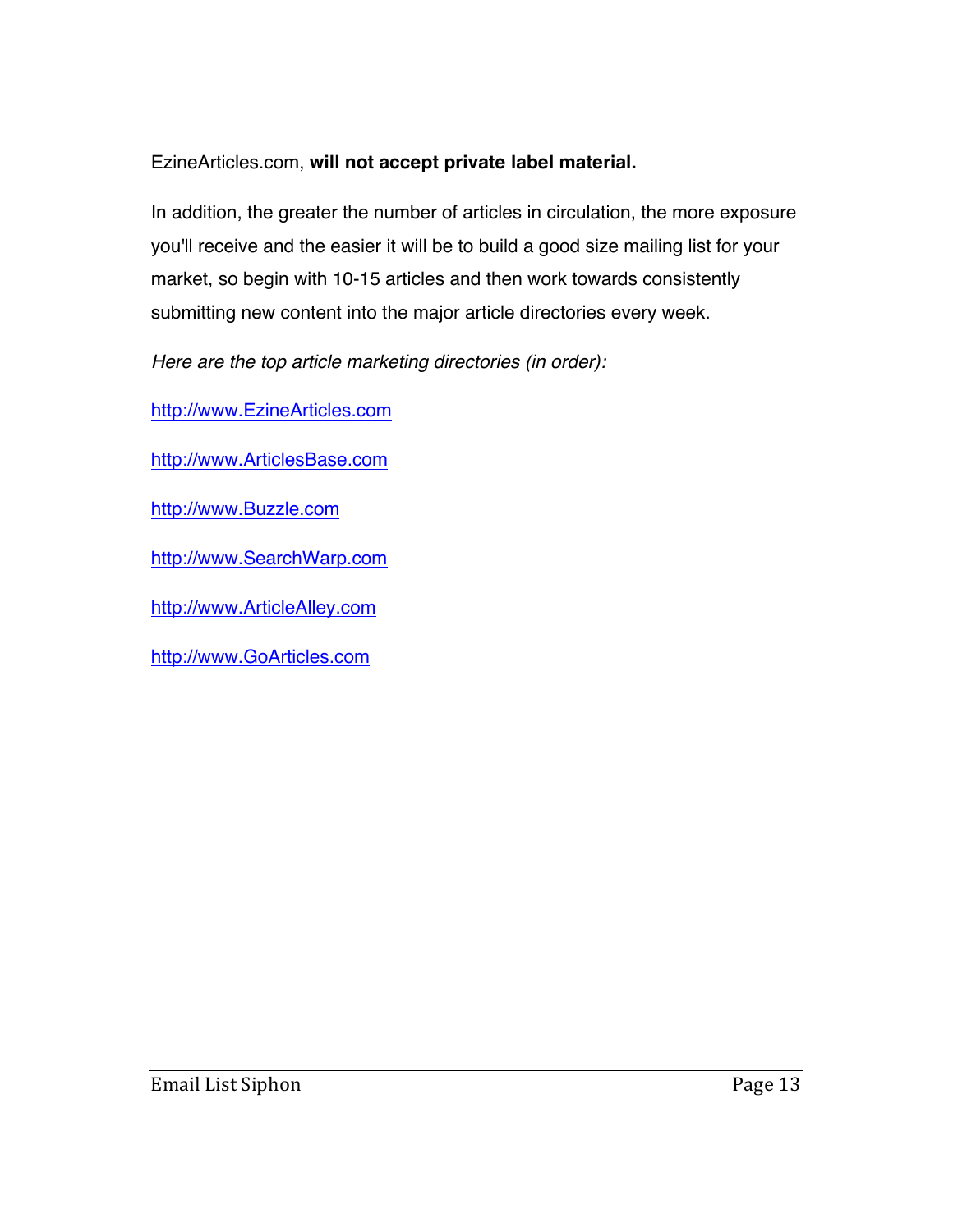EzineArticles.com, **will not accept private label material.**

In addition, the greater the number of articles in circulation, the more exposure you'll receive and the easier it will be to build a good size mailing list for your market, so begin with 10-15 articles and then work towards consistently submitting new content into the major article directories every week.

*Here are the top article marketing directories (in order):*

[http://www.EzineArticles.com](http://www.EzineArticles.com)

[http://www.ArticlesBase.com](http://www.ArticlesBase.com)

[http://www.Buzzle.com](http://www.Buzzle.com)

[http://www.SearchWarp.com](http://www.SearchWarp.com)

[http://www.ArticleAlley.com](http://www.ArticleAlley.com)

[http://www.GoArticles.com](http://www.GoArticles.com)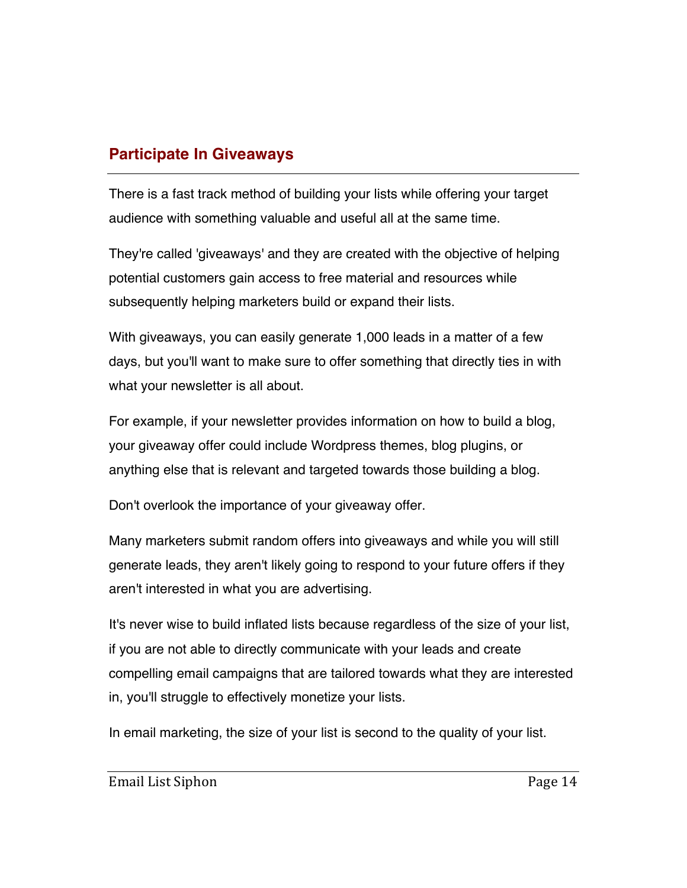## Participate In Giveaways

There is a fast track method of building your lists while offering your target audience with something valuable and useful all at the same time.

They're called 'giveaways' and they are created with the objective of helping potential customers gain access to free material and resources while subsequently helping marketers build or expand their lists.

With giveaways, you can easily generate 1,000 leads in a matter of a few days, but you'll want to make sure to offer something that directly ties in with what your newsletter is all about.

For example, if your newsletter provides information on how to build a blog, your giveaway offer could include Wordpress themes, blog plugins, or anything else that is relevant and targeted towards those building a blog.

Don't overlook the importance of your giveaway offer.

Many marketers submit random offers into giveaways and while you will still generate leads, they aren't likely going to respond to your future offers if they aren't interested in what you are advertising.

It's never wise to build inflated lists because regardless of the size of your list, if you are not able to directly communicate with your leads and create compelling email campaigns that are tailored towards what they are interested in, you'll struggle to effectively monetize your lists.

In email marketing, the size of your list is second to the quality of your list.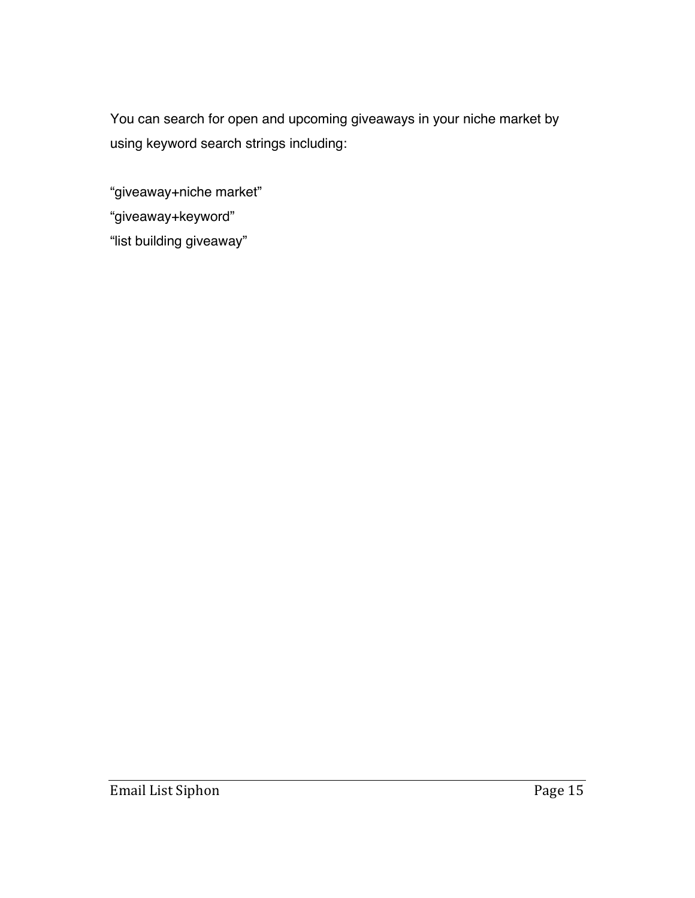You can search for open and upcoming giveaways in your niche market by using keyword search strings including:

“giveaway+niche market”
“giveaway+keyword”
“list building giveaway”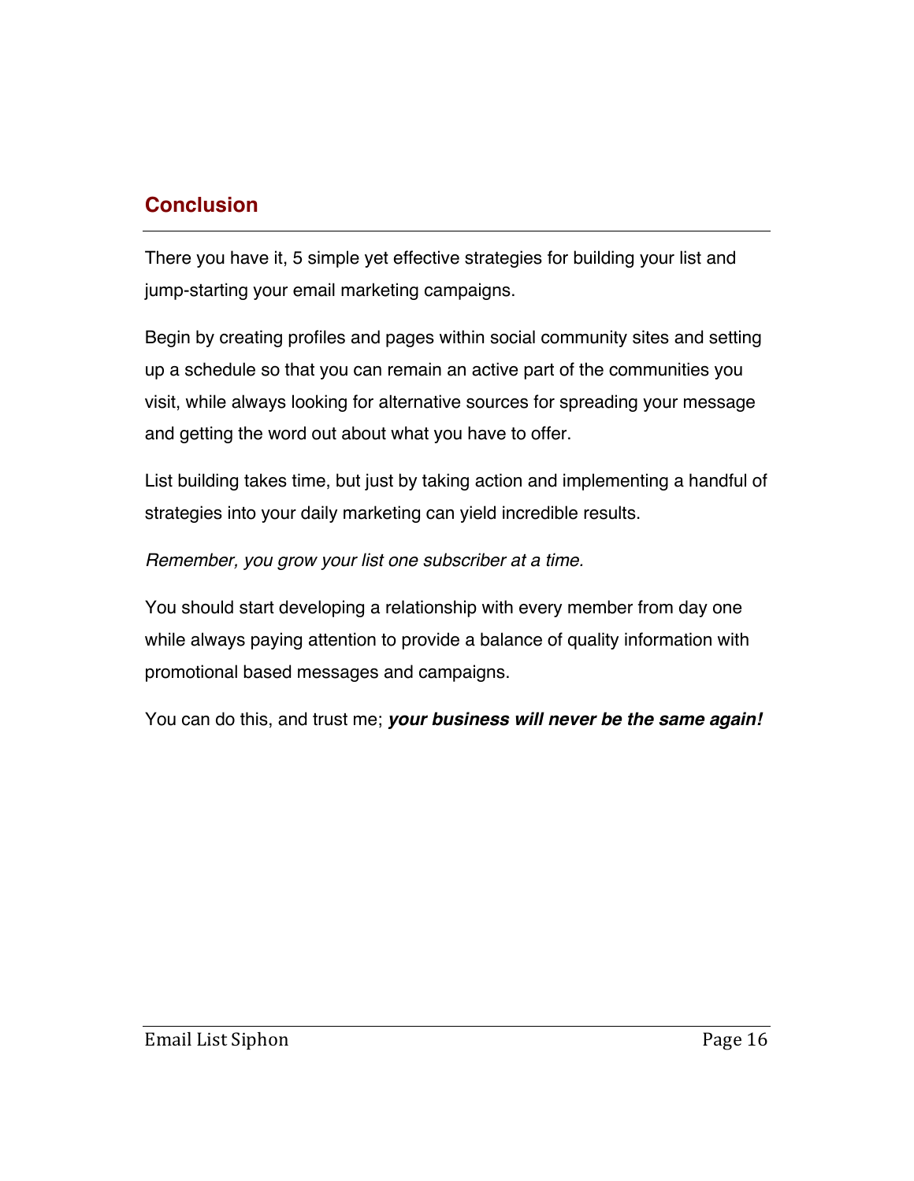## Conclusion

There you have it, 5 simple yet effective strategies for building your list and jump-starting your email marketing campaigns.

Begin by creating profiles and pages within social community sites and setting up a schedule so that you can remain an active part of the communities you visit, while always looking for alternative sources for spreading your message and getting the word out about what you have to offer.

List building takes time, but just by taking action and implementing a handful of strategies into your daily marketing can yield incredible results.

*Remember, you grow your list one subscriber at a time.*

You should start developing a relationship with every member from day one while always paying attention to provide a balance of quality information with promotional based messages and campaigns.

You can do this, and trust me; ***your business will never be the same again!***